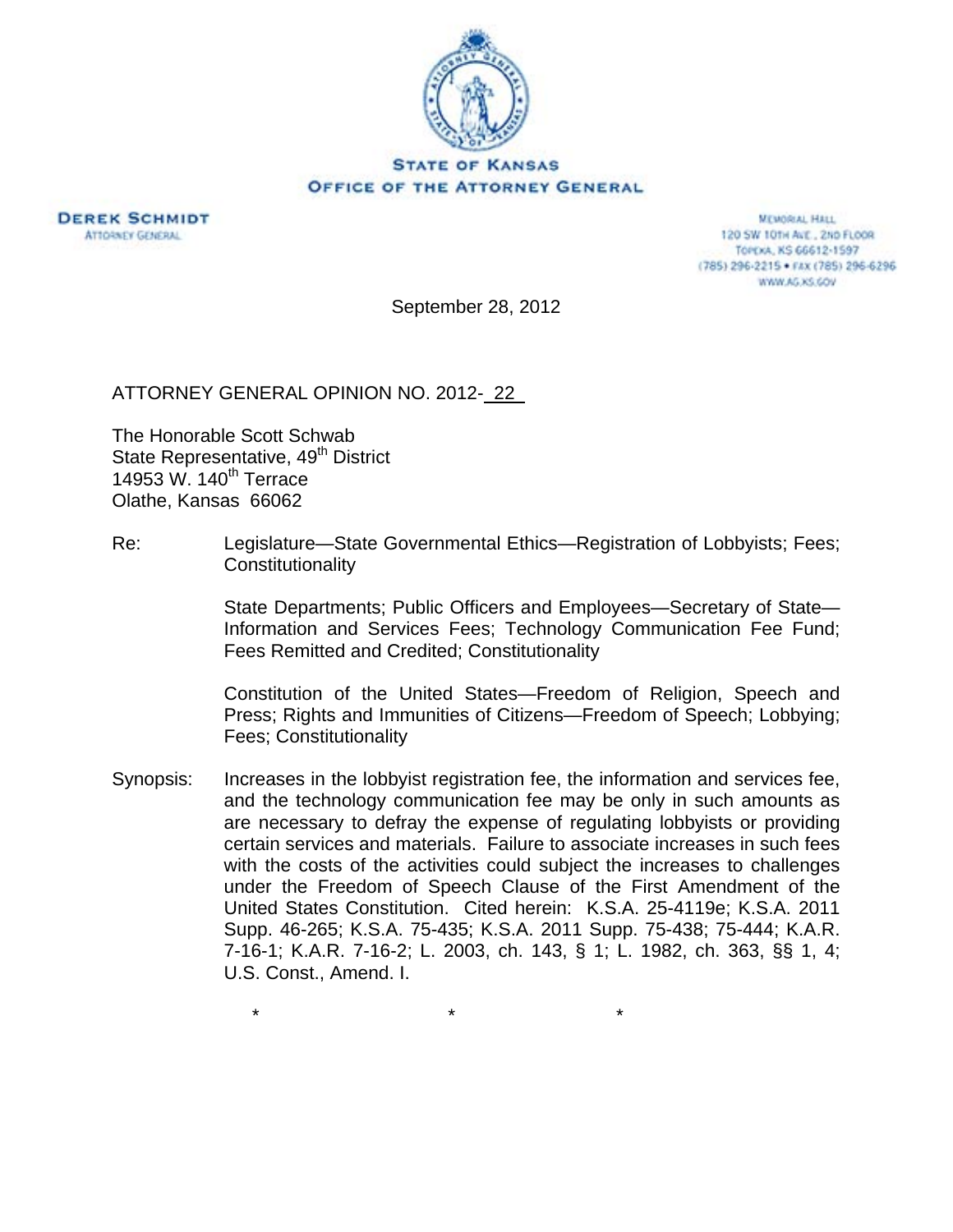**STATE OF KANSAS**
**OFFICE OF THE ATTORNEY GENERAL**

**DEREK SCHMIDT**
ATTORNEY GENERAL

MEMORIAL HALL
120 SW 10TH AVE., 2ND FLOOR
TOPEKA, KS 66612-1597
(785) 296-2215 • FAX (785) 296-6296
WWW.AG.KS.GOV

September 28, 2012

ATTORNEY GENERAL OPINION NO. 2012-22

The Honorable Scott Schwab
State Representative, 49th District
14953 W. 140th Terrace
Olathe, Kansas 66062

Re: Legislature—State Governmental Ethics—Registration of Lobbyists; Fees; Constitutionality

State Departments; Public Officers and Employees—Secretary of State—Information and Services Fees; Technology Communication Fee Fund; Fees Remitted and Credited; Constitutionality

Constitution of the United States—Freedom of Religion, Speech and Press; Rights and Immunities of Citizens—Freedom of Speech; Lobbying; Fees; Constitutionality

Synopsis: Increases in the lobbyist registration fee, the information and services fee, and the technology communication fee may be only in such amounts as are necessary to defray the expense of regulating lobbyists or providing certain services and materials. Failure to associate increases in such fees with the costs of the activities could subject the increases to challenges under the Freedom of Speech Clause of the First Amendment of the United States Constitution. Cited herein: K.S.A. 25-4119e; K.S.A. 2011 Supp. 46-265; K.S.A. 75-435; K.S.A. 2011 Supp. 75-438; 75-444; K.A.R. 7-16-1; K.A.R. 7-16-2; L. 2003, ch. 143, § 1; L. 1982, ch. 363, §§ 1, 4; U.S. Const., Amend. I.

\* \* \*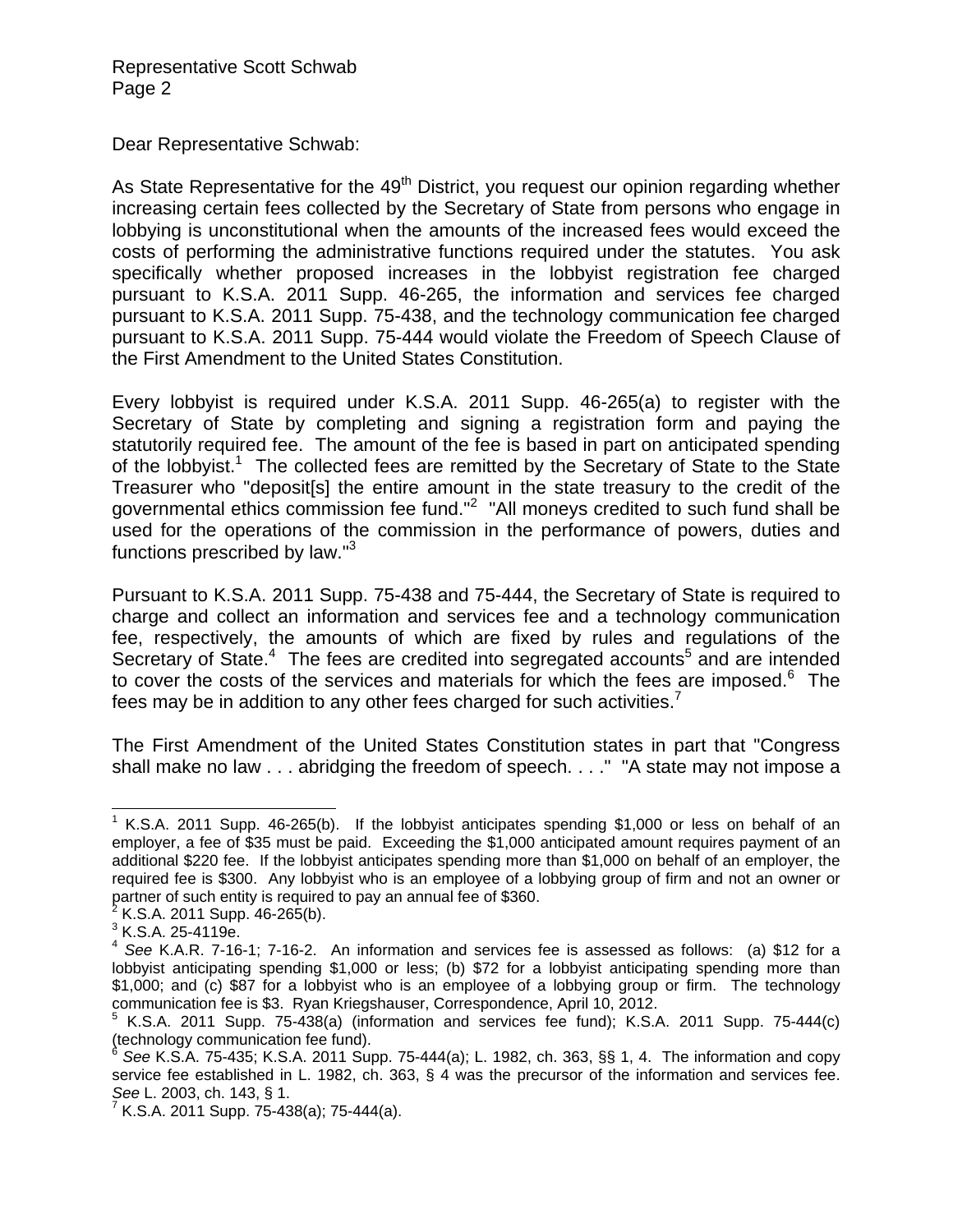Dear Representative Schwab:

As State Representative for the 49th District, you request our opinion regarding whether increasing certain fees collected by the Secretary of State from persons who engage in lobbying is unconstitutional when the amounts of the increased fees would exceed the costs of performing the administrative functions required under the statutes. You ask specifically whether proposed increases in the lobbyist registration fee charged pursuant to K.S.A. 2011 Supp. 46-265, the information and services fee charged pursuant to K.S.A. 2011 Supp. 75-438, and the technology communication fee charged pursuant to K.S.A. 2011 Supp. 75-444 would violate the Freedom of Speech Clause of the First Amendment to the United States Constitution.

Every lobbyist is required under K.S.A. 2011 Supp. 46-265(a) to register with the Secretary of State by completing and signing a registration form and paying the statutorily required fee. The amount of the fee is based in part on anticipated spending of the lobbyist.[1] The collected fees are remitted by the Secretary of State to the State Treasurer who "deposit[s] the entire amount in the state treasury to the credit of the governmental ethics commission fee fund."[2] "All moneys credited to such fund shall be used for the operations of the commission in the performance of powers, duties and functions prescribed by law."[3]

Pursuant to K.S.A. 2011 Supp. 75-438 and 75-444, the Secretary of State is required to charge and collect an information and services fee and a technology communication fee, respectively, the amounts of which are fixed by rules and regulations of the Secretary of State.[4] The fees are credited into segregated accounts[5] and are intended to cover the costs of the services and materials for which the fees are imposed.[6] The fees may be in addition to any other fees charged for such activities.[7]

The First Amendment of the United States Constitution states in part that "Congress shall make no law . . . abridging the freedom of speech. . . ." "A state may not impose a

---

[1] K.S.A. 2011 Supp. 46-265(b). If the lobbyist anticipates spending $1,000 or less on behalf of an employer, a fee of $35 must be paid. Exceeding the $1,000 anticipated amount requires payment of an additional $220 fee. If the lobbyist anticipates spending more than $1,000 on behalf of an employer, the required fee is $300. Any lobbyist who is an employee of a lobbying group of firm and not an owner or partner of such entity is required to pay an annual fee of $360.

[2] K.S.A. 2011 Supp. 46-265(b).

[3] K.S.A. 25-4119e.

[4] *See* K.A.R. 7-16-1; 7-16-2. An information and services fee is assessed as follows: (a) $12 for a lobbyist anticipating spending $1,000 or less; (b) $72 for a lobbyist anticipating spending more than $1,000; and (c) $87 for a lobbyist who is an employee of a lobbying group or firm. The technology communication fee is $3. Ryan Kriegshauser, Correspondence, April 10, 2012.

[5] K.S.A. 2011 Supp. 75-438(a) (information and services fee fund); K.S.A. 2011 Supp. 75-444(c) (technology communication fee fund).

[6] *See* K.S.A. 75-435; K.S.A. 2011 Supp. 75-444(a); L. 1982, ch. 363, §§ 1, 4. The information and copy service fee established in L. 1982, ch. 363, § 4 was the precursor of the information and services fee. *See* L. 2003, ch. 143, § 1.

[7] K.S.A. 2011 Supp. 75-438(a); 75-444(a).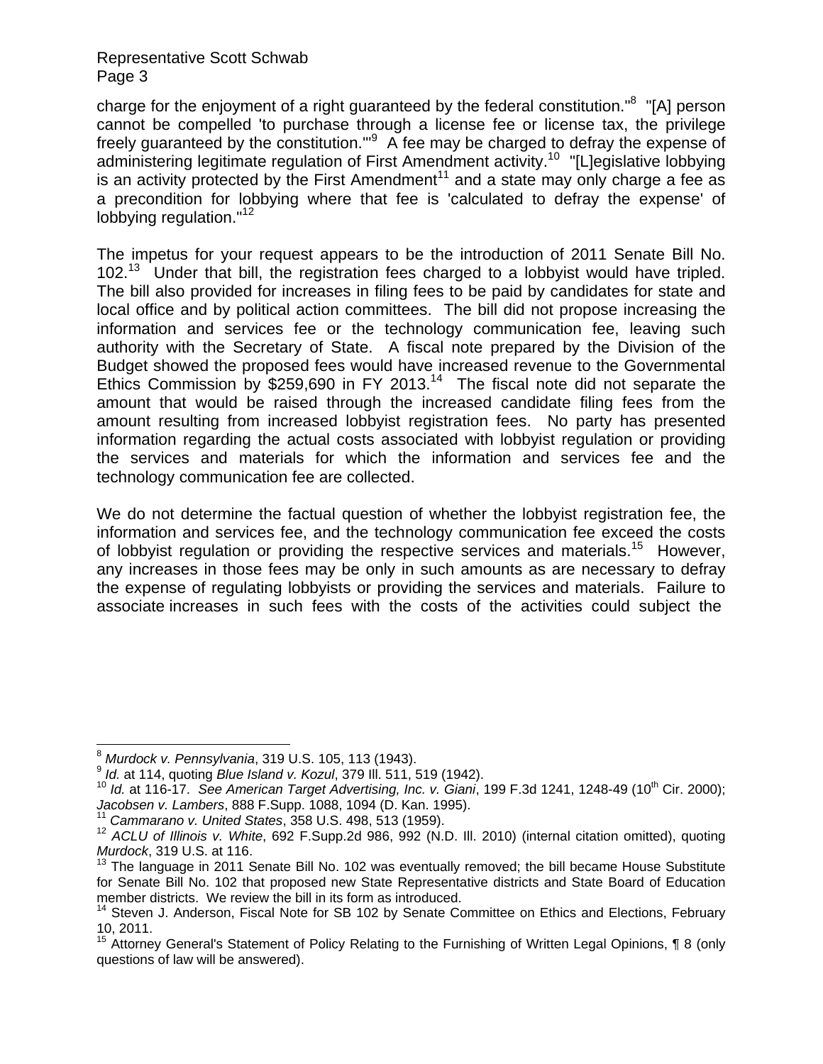charge for the enjoyment of a right guaranteed by the federal constitution."[8] "[A] person cannot be compelled 'to purchase through a license fee or license tax, the privilege freely guaranteed by the constitution.'"[9] A fee may be charged to defray the expense of administering legitimate regulation of First Amendment activity.[10] "[L]egislative lobbying is an activity protected by the First Amendment[11] and a state may only charge a fee as a precondition for lobbying where that fee is 'calculated to defray the expense' of lobbying regulation."[12]

The impetus for your request appears to be the introduction of 2011 Senate Bill No. 102.[13] Under that bill, the registration fees charged to a lobbyist would have tripled. The bill also provided for increases in filing fees to be paid by candidates for state and local office and by political action committees. The bill did not propose increasing the information and services fee or the technology communication fee, leaving such authority with the Secretary of State. A fiscal note prepared by the Division of the Budget showed the proposed fees would have increased revenue to the Governmental Ethics Commission by $259,690 in FY 2013.[14] The fiscal note did not separate the amount that would be raised through the increased candidate filing fees from the amount resulting from increased lobbyist registration fees. No party has presented information regarding the actual costs associated with lobbyist regulation or providing the services and materials for which the information and services fee and the technology communication fee are collected.

We do not determine the factual question of whether the lobbyist registration fee, the information and services fee, and the technology communication fee exceed the costs of lobbyist regulation or providing the respective services and materials.[15] However, any increases in those fees may be only in such amounts as are necessary to defray the expense of regulating lobbyists or providing the services and materials. Failure to associate increases in such fees with the costs of the activities could subject the

---

[8] *Murdock v. Pennsylvania*, 319 U.S. 105, 113 (1943).

[9] *Id.* at 114, quoting *Blue Island v. Kozul*, 379 Ill. 511, 519 (1942).

[10] *Id.* at 116-17. *See American Target Advertising, Inc. v. Giani*, 199 F.3d 1241, 1248-49 (10th Cir. 2000); *Jacobsen v. Lambers*, 888 F.Supp. 1088, 1094 (D. Kan. 1995).

[11] *Cammarano v. United States*, 358 U.S. 498, 513 (1959).

[12] *ACLU of Illinois v. White*, 692 F.Supp.2d 986, 992 (N.D. Ill. 2010) (internal citation omitted), quoting *Murdock*, 319 U.S. at 116.

[13] The language in 2011 Senate Bill No. 102 was eventually removed; the bill became House Substitute for Senate Bill No. 102 that proposed new State Representative districts and State Board of Education member districts. We review the bill in its form as introduced.

[14] Steven J. Anderson, Fiscal Note for SB 102 by Senate Committee on Ethics and Elections, February 10, 2011.

[15] Attorney General's Statement of Policy Relating to the Furnishing of Written Legal Opinions, ¶ 8 (only questions of law will be answered).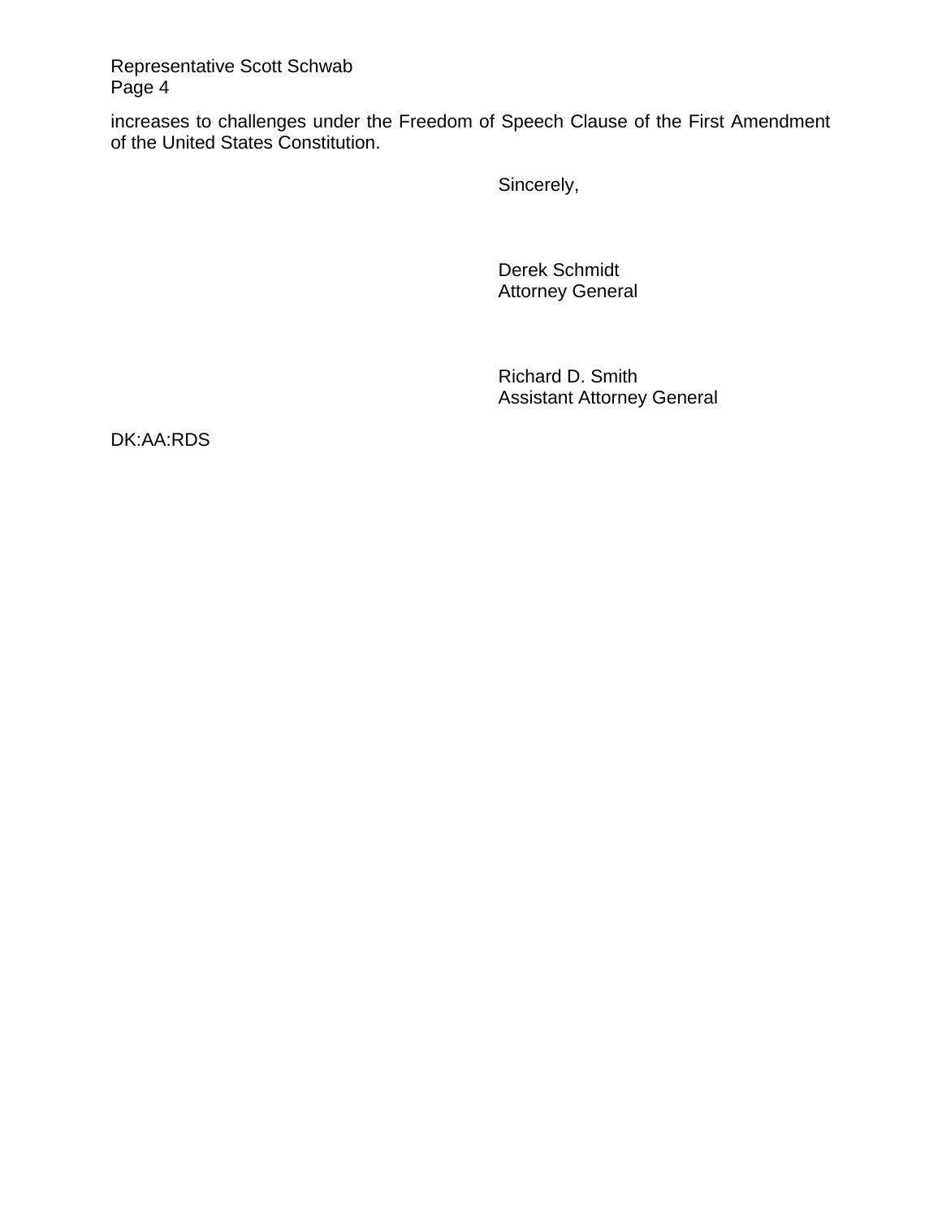increases to challenges under the Freedom of Speech Clause of the First Amendment of the United States Constitution.

Sincerely,

Derek Schmidt
Attorney General

Richard D. Smith
Assistant Attorney General

DK:AA:RDS